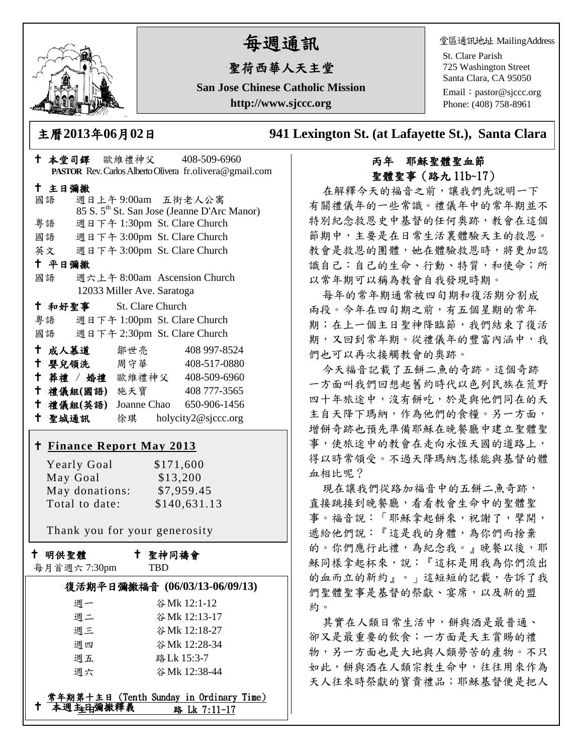# 每週通訊

## 聖荷西華人天主堂

**San Jose Chinese Catholic Mission**

**http://www.sjccc.org**

堂區通訊地址 MailingAddress

St. Clare Parish
725 Washington Street
Santa Clara, CA 95050
Email：pastor@sjccc.org
Phone: (408) 758-8961

**主曆2013年06月02日** **941 Lexington St. (at Lafayette St.), Santa Clara**

✝ **本堂司鐸** 歐維禮神父 408-509-6960
**PASTOR** Rev. Carlos Alberto Olivera fr.olivera@gmail.com

✝ **主日彌撒**

國語 週日上午 9:00am 五街老人公寓
85 S. 5th St. San Jose (Jeanne D'Arc Manor)

粵語 週日下午 1:30pm St. Clare Church

國語 週日下午 3:00pm St. Clare Church

英文 週日下午 3:00pm St. Clare Church

✝ **平日彌撒**

國語 週六上午 8:00am Ascension Church
12033 Miller Ave. Saratoga

✝ **和好聖事** St. Clare Church

粵語 週日下午 1:00pm St. Clare Church

國語 週日下午 2:30pm St. Clare Church

| | | |
|---|---|---|
| ✝ **成人慕道** | 鄒世亮 | 408 997-8524 |
| ✝ **嬰兒領洗** | 周守華 | 408-517-0880 |
| ✝ **葬禮 / 婚禮** | 歐維禮神父 | 408-509-6960 |
| ✝ **禮儀組(國語)** | 施天寶 | 408 777-3565 |
| ✝ **禮儀組(英語)** | Joanne Chao | 650-906-1456 |
| ✝ **聖城通訊** | 徐琪 | holycity2@sjccc.org |

### ✝ Finance Report May 2013

| | |
|---|---|
| Yearly Goal | $171,600 |
| May Goal | $13,200 |
| May donations: | $7,959.45 |
| Total to date: | $140,631.13 |

Thank you for your generosity

✝ **明供聖體**
每月首週六 7:30pm

✝ **聖神同禱會**
TBD

### 復活期平日彌撒福音 (06/03/13-06/09/13)

| | |
|---|---|
| 週一 | 谷 Mk 12:1-12 |
| 週二 | 谷 Mk 12:13-17 |
| 週三 | 谷 Mk 12:18-27 |
| 週四 | 谷 Mk 12:28-34 |
| 週五 | 路 Lk 15:3-7 |
| 週六 | 谷 Mk 12:38-44 |

常年期第十主日 (Tenth Sunday in Ordinary Time)
✝ 本週主日彌撒釋義 路 Lk 7:11-17

### 丙年 耶穌聖體聖血節
### 聖體聖事（路九 11b~17）

在解釋今天的福音之前，讓我們先說明一下有關禮儀年的一些常識。禮儀年中的常年期並不特別紀念救恩史中基督的任何奧跡，教會在這個節期中，主要是在日常生活裏體驗天主的救恩。教會是救恩的團體，她在體驗救恩時，將更加認識自己：自己的生命、行動、特質，和使命；所以常年期可以稱為教會自我發現時期。

每年的常年期通常被四旬期和復活期分割成兩段。今年在四旬期之前，有五個星期的常年期；在上一個主日聖神降臨節，我們結束了復活期，又回到常年期。從禮儀年的豐富內涵中，我們也可以再次接觸教會的奧跡。

今天福音記載了五餅二魚的奇跡。這個奇跡一方面叫我們回想起舊約時代以色列民族在荒野四十年旅途中，沒有餅吃，於是與他們同在的天主自天降下瑪納，作為他們的食糧。另一方面，增餅奇跡也預先準備耶穌在晚餐廳中建立聖體聖事，使旅途中的教會在走向永恆天國的道路上，得以時常領受。不過天降瑪納怎樣能與基督的體血相比呢？

現在讓我們從路加福音中的五餅二魚奇跡，直接跳接到晚餐廳，看看教會生命中的聖體聖事。福音說：「耶穌拿起餅來，祝謝了，擘開，遞給他們說：『這是我的身體，為你們而捨棄的。你們應行此禮，為紀念我。』晚餐以後，耶穌同樣拿起杯來，說：『這杯是用我為你們流出的血而立的新約』。」這短短的記載，告訴了我們聖體聖事是基督的祭獻、宴席，以及新的盟約。

其實在人類日常生活中，餅與酒是最普通、卻又是最重要的飲食；一方面是天主賞賜的禮物，另一方面也是大地與人類勞苦的產物。不只如此，餅與酒在人類宗教生命中，往往用來作為天人往來時祭獻的寶貴禮品；耶穌基督便是把人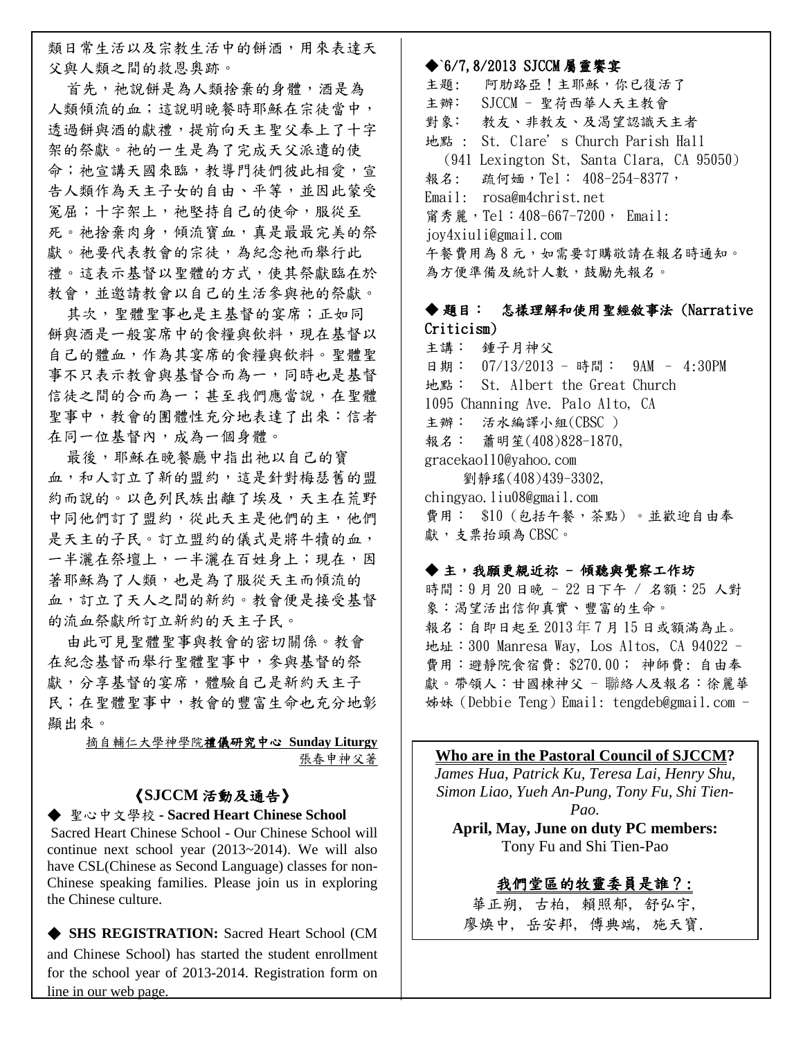類日常生活以及宗教生活中的餅酒，用來表達天父與人類之間的救恩奧跡。

首先，祂說餅是為人類捨棄的身體，酒是為人類傾流的血；這說明晚餐時耶穌在宗徒當中，透過餅與酒的獻禮，提前向天主聖父奉上了十字架的祭獻。祂的一生是為了完成天父派遣的使命；祂宣講天國來臨，教導門徒們彼此相愛，宣告人類作為天主子女的自由、平等，並因此蒙受冤屈；十字架上，祂堅持自己的使命，服從至死。祂捨棄肉身，傾流寶血，真是最最完美的祭獻。祂要代表教會的宗徒，為紀念祂而舉行此禮。這表示基督以聖體的方式，使其祭獻臨在於教會，並邀請教會以自己的生活參與祂的祭獻。

其次，聖體聖事也是主基督的宴席；正如同餅與酒是一般宴席中的食糧與飲料，現在基督以自己的體血，作為其宴席的食糧與飲料。聖體聖事不只表示教會與基督合而為一，同時也是基督信徒之間的合而為一；甚至我們應當說，在聖體聖事中，教會的團體性充分地表達了出來：信者在同一位基督內，成為一個身體。

最後，耶穌在晚餐廳中指出祂以自己的寶血，和人訂立了新的盟約，這是針對梅瑟舊的盟約而說的。以色列民族出離了埃及，天主在荒野中同他們訂了盟約，從此天主是他們的主，他們是天主的子民。訂立盟約的儀式是將牛犢的血，一半灑在祭壇上，一半灑在百姓身上；現在，因著耶穌為了人類，也是為了服從天主而傾流的血，訂立了天人之間的新約。教會便是接受基督的流血祭獻所訂立新約的天主子民。

由此可見聖體聖事與教會的密切關係。教會在紀念基督而舉行聖體聖事中，參與基督的祭獻，分享基督的宴席，體驗自己是新約天主子民；在聖體聖事中，教會的豐富生命也充分地彰顯出來。

摘自輔仁大學神學院**禮儀研究中心 Sunday Liturgy**
張春申神父著

## 《SJCCM 活動及通告》

◆ 聖心中文學校 - **Sacred Heart Chinese School**

Sacred Heart Chinese School - Our Chinese School will continue next school year (2013~2014). We will also have CSL(Chinese as Second Language) classes for non-Chinese speaking families. Please join us in exploring the Chinese culture.

◆ **SHS REGISTRATION:** Sacred Heart School (CM and Chinese School) has started the student enrollment for the school year of 2013-2014. Registration form on line in our web page.

◆`6/7,8/2013 SJCCM 屬靈饗宴

主題: 阿肋路亞！主耶穌，你已復活了
主辦: SJCCM – 聖荷西華人天主教會
對象: 教友、非教友、及渴望認識天主者
地點 : St. Clare's Church Parish Hall
(941 Lexington St, Santa Clara, CA 95050)
報名: 疏何婳，Tel: 408-254-8377，
Email: rosa@m4christ.net
甯秀麗，Tel：408-667-7200， Email:
joy4xiuli@gmail.com
午餐費用為 8 元，如需要訂購敬請在報名時通知。
為方便準備及統計人數，鼓勵先報名。

◆ **題目： 怎樣理解和使用聖經敘事法 (Narrative Criticism)**

主講: 鍾子月神父
日期: 07/13/2013 – 時間: 9AM – 4:30PM
地點: St. Albert the Great Church
1095 Channing Ave. Palo Alto, CA
主辦: 活水編譯小組(CBSC )
報名: 蕭明笙(408)828-1870,
gracekao110@yahoo.com
劉靜瑤(408)439-3302,
chingyao.liu08@gmail.com
費用: $10（包括午餐，茶點）。並歡迎自由奉獻，支票抬頭為 CBSC。

◆ **主，我願更親近祢 – 傾聽與覺察工作坊**

時間：9 月 20 日晚 – 22 日下午 / 名額：25 人對象：渴望活出信仰真實、豐富的生命。
報名：自即日起至 2013 年 7 月 15 日或額滿為止。
地址：300 Manresa Way, Los Altos, CA 94022 –
費用：避靜院食宿費: $270.00； 神師費: 自由奉獻。帶領人：甘國棟神父 – 聯絡人及報名：徐麗華姊妹（Debbie Teng）Email: tengdeb@gmail.com –

**Who are in the Pastoral Council of SJCCM?**

*James Hua, Patrick Ku, Teresa Lai, Henry Shu, Simon Liao, Yueh An-Pung, Tony Fu, Shi Tien-Pao.*

**April, May, June on duty PC members:**
Tony Fu and Shi Tien-Pao

**我們堂區的牧靈委員是誰？:**

華正朔, 古柏, 賴照郁, 舒弘宇,
廖煥中, 岳安邦, 傅典端, 施天寶.